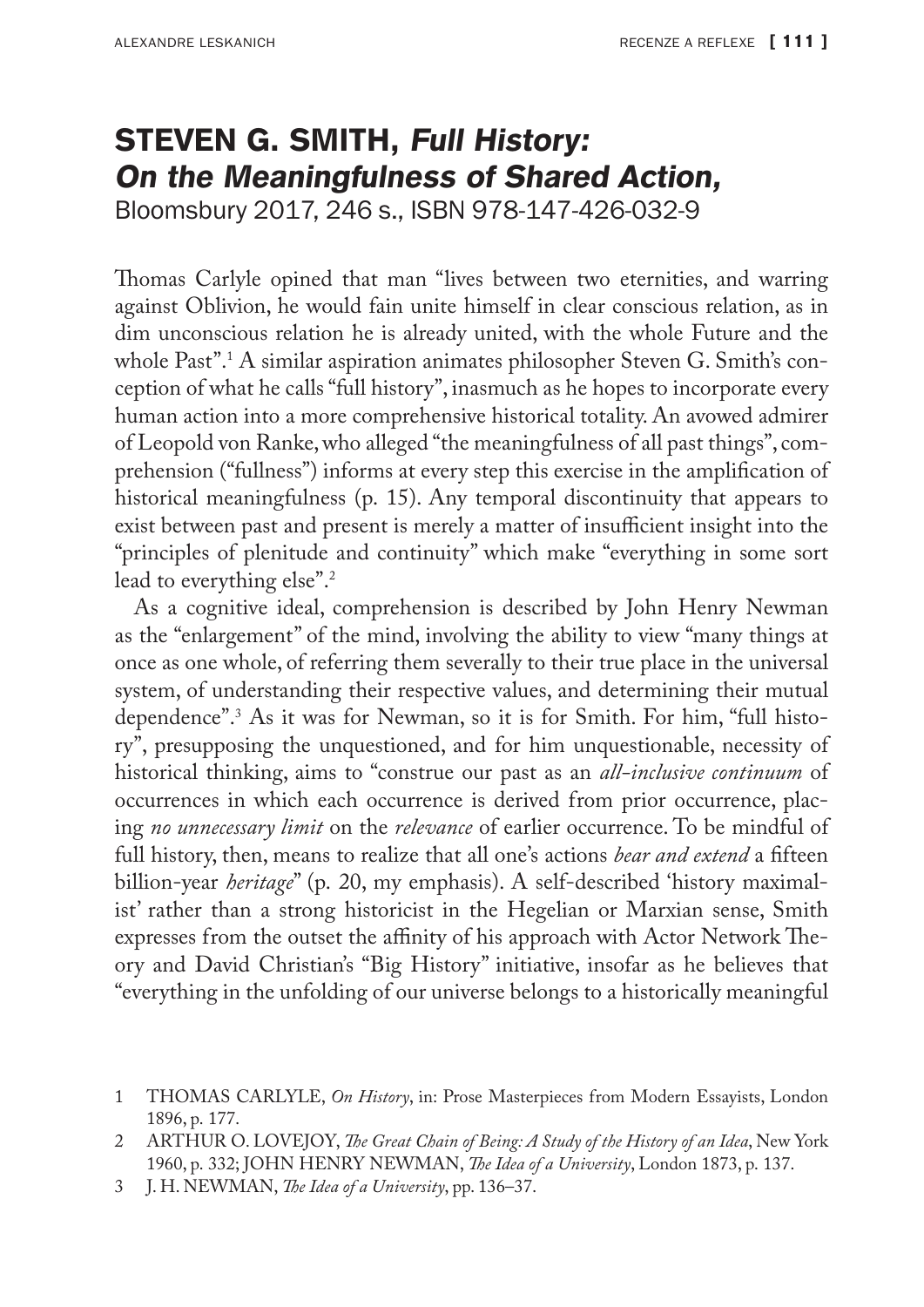# STEVEN G. SMITH, *Full History: On the Meaningfulness of Shared Action,*

Bloomsbury 2017, 246 s., ISBN 978-147-426-032-9

Thomas Carlyle opined that man "lives between two eternities, and warring against Oblivion, he would fain unite himself in clear conscious relation, as in dim unconscious relation he is already united, with the whole Future and the whole Past".[1] A similar aspiration animates philosopher Steven G. Smith's conception of what he calls "full history", inasmuch as he hopes to incorporate every human action into a more comprehensive historical totality. An avowed admirer of Leopold von Ranke, who alleged "the meaningfulness of all past things", comprehension ("fullness") informs at every step this exercise in the amplification of historical meaningfulness (p. 15). Any temporal discontinuity that appears to exist between past and present is merely a matter of insufficient insight into the "principles of plenitude and continuity" which make "everything in some sort lead to everything else".[2]

As a cognitive ideal, comprehension is described by John Henry Newman as the "enlargement" of the mind, involving the ability to view "many things at once as one whole, of referring them severally to their true place in the universal system, of understanding their respective values, and determining their mutual dependence".[3] As it was for Newman, so it is for Smith. For him, "full history", presupposing the unquestioned, and for him unquestionable, necessity of historical thinking, aims to "construe our past as an *all-inclusive continuum* of occurrences in which each occurrence is derived from prior occurrence, placing *no unnecessary limit* on the *relevance* of earlier occurrence. To be mindful of full history, then, means to realize that all one's actions *bear and extend* a fifteen billion-year *heritage*" (p. 20, my emphasis). A self-described 'history maximalist' rather than a strong historicist in the Hegelian or Marxian sense, Smith expresses from the outset the affinity of his approach with Actor Network Theory and David Christian's "Big History" initiative, insofar as he believes that "everything in the unfolding of our universe belongs to a historically meaningful

1 THOMAS CARLYLE, *On History*, in: Prose Masterpieces from Modern Essayists, London 1896, p. 177.

2 ARTHUR O. LOVEJOY, *The Great Chain of Being: A Study of the History of an Idea*, New York 1960, p. 332; JOHN HENRY NEWMAN, *The Idea of a University*, London 1873, p. 137.

3 J. H. NEWMAN, *The Idea of a University*, pp. 136–37.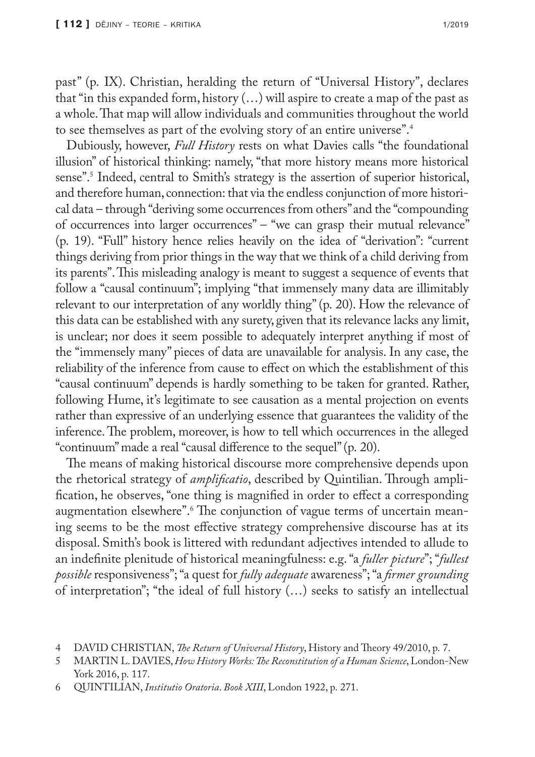past" (p. IX). Christian, heralding the return of "Universal History", declares that "in this expanded form, history (…) will aspire to create a map of the past as a whole. That map will allow individuals and communities throughout the world to see themselves as part of the evolving story of an entire universe".[4]

Dubiously, however, *Full History* rests on what Davies calls "the foundational illusion" of historical thinking: namely, "that more history means more historical sense".[5] Indeed, central to Smith's strategy is the assertion of superior historical, and therefore human, connection: that via the endless conjunction of more historical data – through "deriving some occurrences from others" and the "compounding of occurrences into larger occurrences" – "we can grasp their mutual relevance" (p. 19). "Full" history hence relies heavily on the idea of "derivation": "current things deriving from prior things in the way that we think of a child deriving from its parents". This misleading analogy is meant to suggest a sequence of events that follow a "causal continuum"; implying "that immensely many data are illimitably relevant to our interpretation of any worldly thing" (p. 20). How the relevance of this data can be established with any surety, given that its relevance lacks any limit, is unclear; nor does it seem possible to adequately interpret anything if most of the "immensely many" pieces of data are unavailable for analysis. In any case, the reliability of the inference from cause to effect on which the establishment of this "causal continuum" depends is hardly something to be taken for granted. Rather, following Hume, it's legitimate to see causation as a mental projection on events rather than expressive of an underlying essence that guarantees the validity of the inference. The problem, moreover, is how to tell which occurrences in the alleged "continuum" made a real "causal difference to the sequel" (p. 20).

The means of making historical discourse more comprehensive depends upon the rhetorical strategy of *amplificatio*, described by Quintilian. Through amplification, he observes, "one thing is magnified in order to effect a corresponding augmentation elsewhere".[6] The conjunction of vague terms of uncertain meaning seems to be the most effective strategy comprehensive discourse has at its disposal. Smith's book is littered with redundant adjectives intended to allude to an indefinite plenitude of historical meaningfulness: e.g. "a *fuller picture*"; "*fullest possible* responsiveness"; "a quest for *fully adequate* awareness"; "a *firmer grounding* of interpretation"; "the ideal of full history (…) seeks to satisfy an intellectual

4 DAVID CHRISTIAN, *The Return of Universal History*, History and Theory 49/2010, p. 7.

5 MARTIN L. DAVIES, *How History Works: The Reconstitution of a Human Science*, London-New York 2016, p. 117.

6 QUINTILIAN, *Institutio Oratoria*. *Book XIII*, London 1922, p. 271.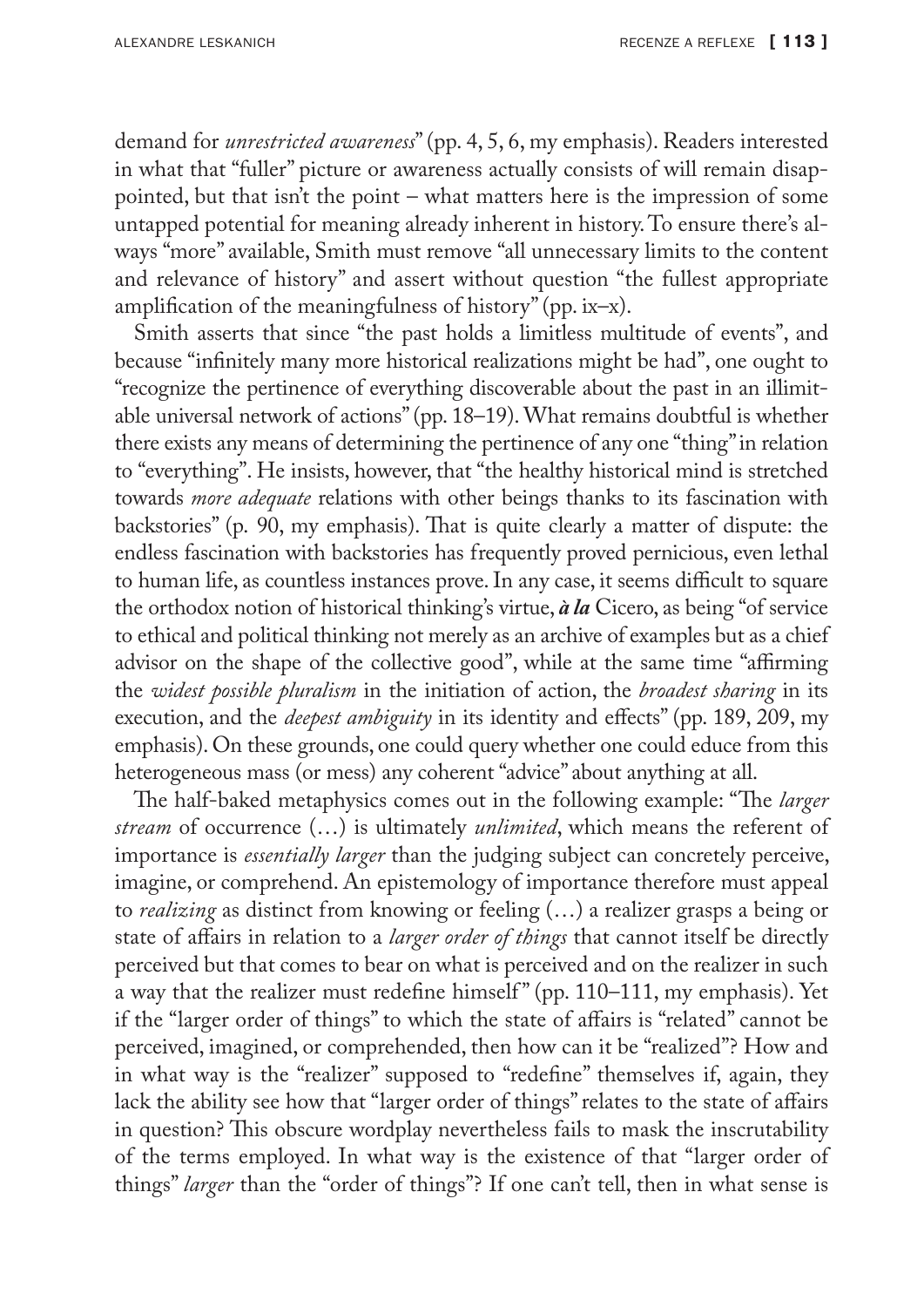demand for *unrestricted awareness*" (pp. 4, 5, 6, my emphasis). Readers interested in what that "fuller" picture or awareness actually consists of will remain disappointed, but that isn't the point – what matters here is the impression of some untapped potential for meaning already inherent in history. To ensure there's always "more" available, Smith must remove "all unnecessary limits to the content and relevance of history" and assert without question "the fullest appropriate amplification of the meaningfulness of history" (pp. ix–x).

Smith asserts that since "the past holds a limitless multitude of events", and because "infinitely many more historical realizations might be had", one ought to "recognize the pertinence of everything discoverable about the past in an illimitable universal network of actions" (pp. 18–19). What remains doubtful is whether there exists any means of determining the pertinence of any one "thing" in relation to "everything". He insists, however, that "the healthy historical mind is stretched towards *more adequate* relations with other beings thanks to its fascination with backstories" (p. 90, my emphasis). That is quite clearly a matter of dispute: the endless fascination with backstories has frequently proved pernicious, even lethal to human life, as countless instances prove. In any case, it seems difficult to square the orthodox notion of historical thinking's virtue, ***à la*** Cicero, as being "of service to ethical and political thinking not merely as an archive of examples but as a chief advisor on the shape of the collective good", while at the same time "affirming the *widest possible pluralism* in the initiation of action, the *broadest sharing* in its execution, and the *deepest ambiguity* in its identity and effects" (pp. 189, 209, my emphasis). On these grounds, one could query whether one could educe from this heterogeneous mass (or mess) any coherent "advice" about anything at all.

The half-baked metaphysics comes out in the following example: "The *larger stream* of occurrence (…) is ultimately *unlimited*, which means the referent of importance is *essentially larger* than the judging subject can concretely perceive, imagine, or comprehend. An epistemology of importance therefore must appeal to *realizing* as distinct from knowing or feeling (…) a realizer grasps a being or state of affairs in relation to a *larger order of things* that cannot itself be directly perceived but that comes to bear on what is perceived and on the realizer in such a way that the realizer must redefine himself" (pp. 110–111, my emphasis). Yet if the "larger order of things" to which the state of affairs is "related" cannot be perceived, imagined, or comprehended, then how can it be "realized"? How and in what way is the "realizer" supposed to "redefine" themselves if, again, they lack the ability see how that "larger order of things" relates to the state of affairs in question? This obscure wordplay nevertheless fails to mask the inscrutability of the terms employed. In what way is the existence of that "larger order of things" *larger* than the "order of things"? If one can't tell, then in what sense is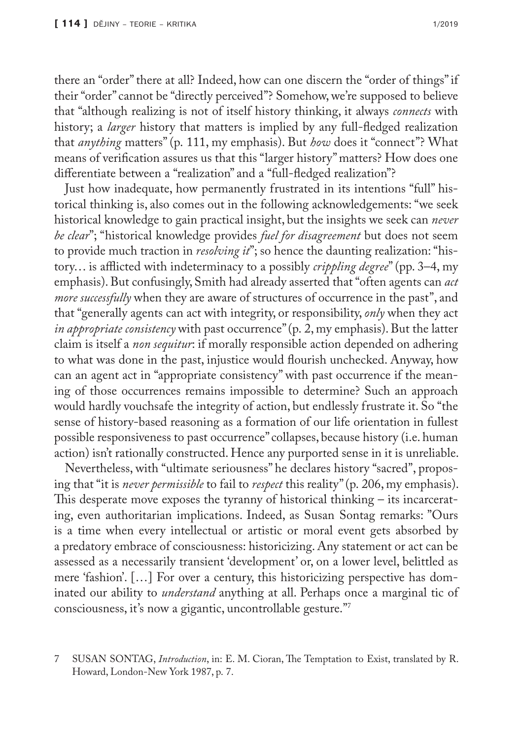there an "order" there at all? Indeed, how can one discern the "order of things" if their "order" cannot be "directly perceived"? Somehow, we're supposed to believe that "although realizing is not of itself history thinking, it always *connects* with history; a *larger* history that matters is implied by any full-fledged realization that *anything* matters" (p. 111, my emphasis). But *how* does it "connect"? What means of verification assures us that this "larger history" matters? How does one differentiate between a "realization" and a "full-fledged realization"?

Just how inadequate, how permanently frustrated in its intentions "full" historical thinking is, also comes out in the following acknowledgements: "we seek historical knowledge to gain practical insight, but the insights we seek can *never be clear*"; "historical knowledge provides *fuel for disagreement* but does not seem to provide much traction in *resolving it*"; so hence the daunting realization: "history… is afflicted with indeterminacy to a possibly *crippling degree*" (pp. 3–4, my emphasis). But confusingly, Smith had already asserted that "often agents can *act more successfully* when they are aware of structures of occurrence in the past", and that "generally agents can act with integrity, or responsibility, *only* when they act *in appropriate consistency* with past occurrence" (p. 2, my emphasis). But the latter claim is itself a *non sequitur*: if morally responsible action depended on adhering to what was done in the past, injustice would flourish unchecked. Anyway, how can an agent act in "appropriate consistency" with past occurrence if the meaning of those occurrences remains impossible to determine? Such an approach would hardly vouchsafe the integrity of action, but endlessly frustrate it. So "the sense of history-based reasoning as a formation of our life orientation in fullest possible responsiveness to past occurrence" collapses, because history (i.e. human action) isn't rationally constructed. Hence any purported sense in it is unreliable.

Nevertheless, with "ultimate seriousness" he declares history "sacred", proposing that "it is *never permissible* to fail to *respect* this reality" (p. 206, my emphasis). This desperate move exposes the tyranny of historical thinking – its incarcerating, even authoritarian implications. Indeed, as Susan Sontag remarks: "Ours is a time when every intellectual or artistic or moral event gets absorbed by a predatory embrace of consciousness: historicizing. Any statement or act can be assessed as a necessarily transient 'development' or, on a lower level, belittled as mere 'fashion'. […] For over a century, this historicizing perspective has dominated our ability to *understand* anything at all. Perhaps once a marginal tic of consciousness, it's now a gigantic, uncontrollable gesture."[7]

7 SUSAN SONTAG, *Introduction*, in: E. M. Cioran, The Temptation to Exist, translated by R. Howard, London-New York 1987, p. 7.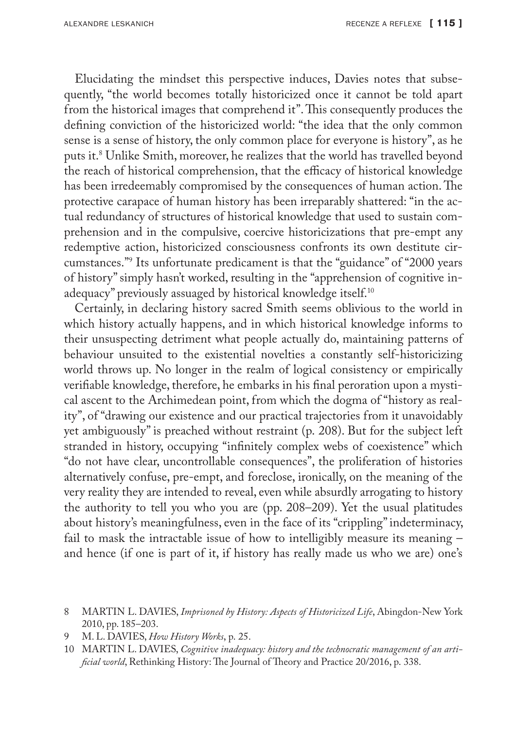Elucidating the mindset this perspective induces, Davies notes that subsequently, "the world becomes totally historicized once it cannot be told apart from the historical images that comprehend it". This consequently produces the defining conviction of the historicized world: "the idea that the only common sense is a sense of history, the only common place for everyone is history", as he puts it.[8] Unlike Smith, moreover, he realizes that the world has travelled beyond the reach of historical comprehension, that the efficacy of historical knowledge has been irredeemably compromised by the consequences of human action. The protective carapace of human history has been irreparably shattered: "in the actual redundancy of structures of historical knowledge that used to sustain comprehension and in the compulsive, coercive historicizations that pre-empt any redemptive action, historicized consciousness confronts its own destitute circumstances."[9] Its unfortunate predicament is that the "guidance" of "2000 years of history" simply hasn't worked, resulting in the "apprehension of cognitive inadequacy" previously assuaged by historical knowledge itself.[10]

Certainly, in declaring history sacred Smith seems oblivious to the world in which history actually happens, and in which historical knowledge informs to their unsuspecting detriment what people actually do, maintaining patterns of behaviour unsuited to the existential novelties a constantly self-historicizing world throws up. No longer in the realm of logical consistency or empirically verifiable knowledge, therefore, he embarks in his final peroration upon a mystical ascent to the Archimedean point, from which the dogma of "history as reality", of "drawing our existence and our practical trajectories from it unavoidably yet ambiguously" is preached without restraint (p. 208). But for the subject left stranded in history, occupying "infinitely complex webs of coexistence" which "do not have clear, uncontrollable consequences", the proliferation of histories alternatively confuse, pre-empt, and foreclose, ironically, on the meaning of the very reality they are intended to reveal, even while absurdly arrogating to history the authority to tell you who you are (pp. 208–209). Yet the usual platitudes about history's meaningfulness, even in the face of its "crippling" indeterminacy, fail to mask the intractable issue of how to intelligibly measure its meaning – and hence (if one is part of it, if history has really made us who we are) one's

---

8 MARTIN L. DAVIES, *Imprisoned by History: Aspects of Historicized Life*, Abingdon-New York 2010, pp. 185–203.

9 M. L. DAVIES, *How History Works*, p. 25.

10 MARTIN L. DAVIES, *Cognitive inadequacy: history and the technocratic management of an artificial world*, Rethinking History: The Journal of Theory and Practice 20/2016, p. 338.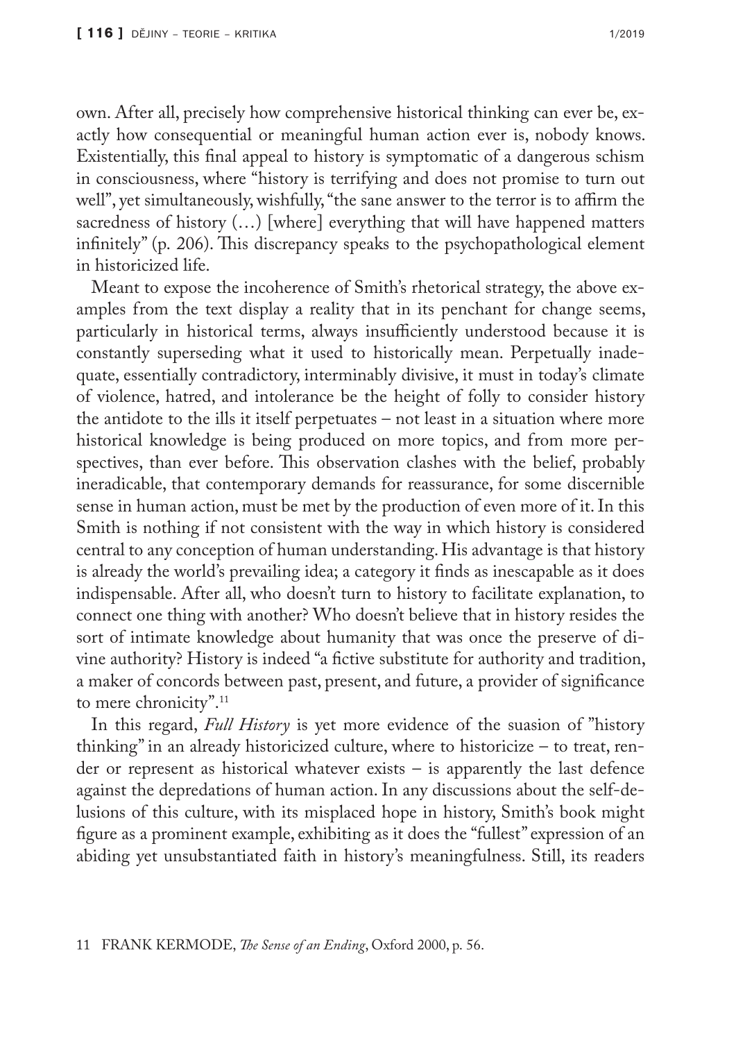own. After all, precisely how comprehensive historical thinking can ever be, exactly how consequential or meaningful human action ever is, nobody knows. Existentially, this final appeal to history is symptomatic of a dangerous schism in consciousness, where "history is terrifying and does not promise to turn out well", yet simultaneously, wishfully, "the sane answer to the terror is to affirm the sacredness of history (…) [where] everything that will have happened matters infinitely" (p. 206). This discrepancy speaks to the psychopathological element in historicized life.

Meant to expose the incoherence of Smith's rhetorical strategy, the above examples from the text display a reality that in its penchant for change seems, particularly in historical terms, always insufficiently understood because it is constantly superseding what it used to historically mean. Perpetually inadequate, essentially contradictory, interminably divisive, it must in today's climate of violence, hatred, and intolerance be the height of folly to consider history the antidote to the ills it itself perpetuates – not least in a situation where more historical knowledge is being produced on more topics, and from more perspectives, than ever before. This observation clashes with the belief, probably ineradicable, that contemporary demands for reassurance, for some discernible sense in human action, must be met by the production of even more of it. In this Smith is nothing if not consistent with the way in which history is considered central to any conception of human understanding. His advantage is that history is already the world's prevailing idea; a category it finds as inescapable as it does indispensable. After all, who doesn't turn to history to facilitate explanation, to connect one thing with another? Who doesn't believe that in history resides the sort of intimate knowledge about humanity that was once the preserve of divine authority? History is indeed "a fictive substitute for authority and tradition, a maker of concords between past, present, and future, a provider of significance to mere chronicity".[11]

In this regard, *Full History* is yet more evidence of the suasion of "history thinking" in an already historicized culture, where to historicize – to treat, render or represent as historical whatever exists – is apparently the last defence against the depredations of human action. In any discussions about the self-delusions of this culture, with its misplaced hope in history, Smith's book might figure as a prominent example, exhibiting as it does the "fullest" expression of an abiding yet unsubstantiated faith in history's meaningfulness. Still, its readers

11 FRANK KERMODE, *The Sense of an Ending*, Oxford 2000, p. 56.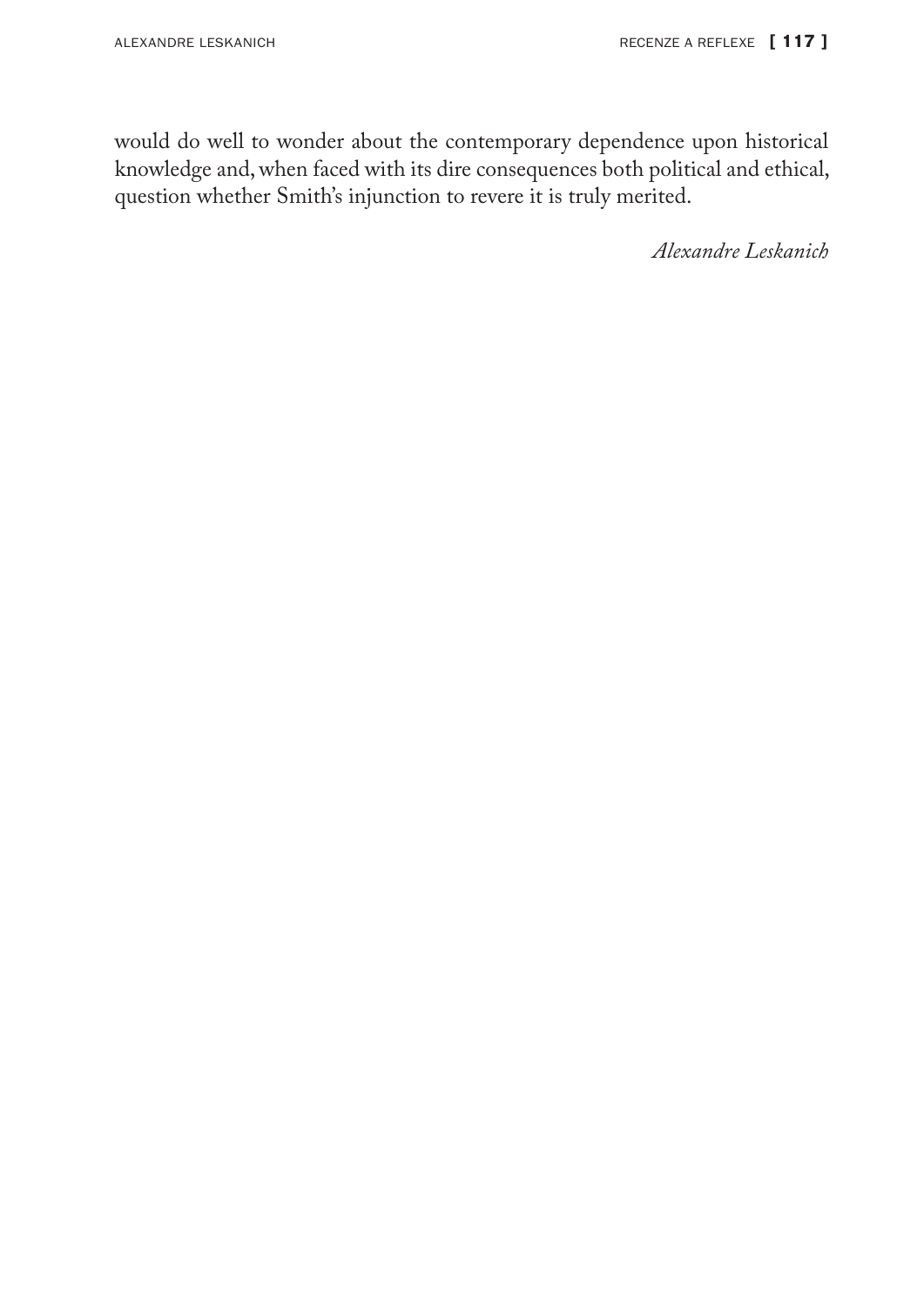would do well to wonder about the contemporary dependence upon historical knowledge and, when faced with its dire consequences both political and ethical, question whether Smith's injunction to revere it is truly merited.

*Alexandre Leskanich*